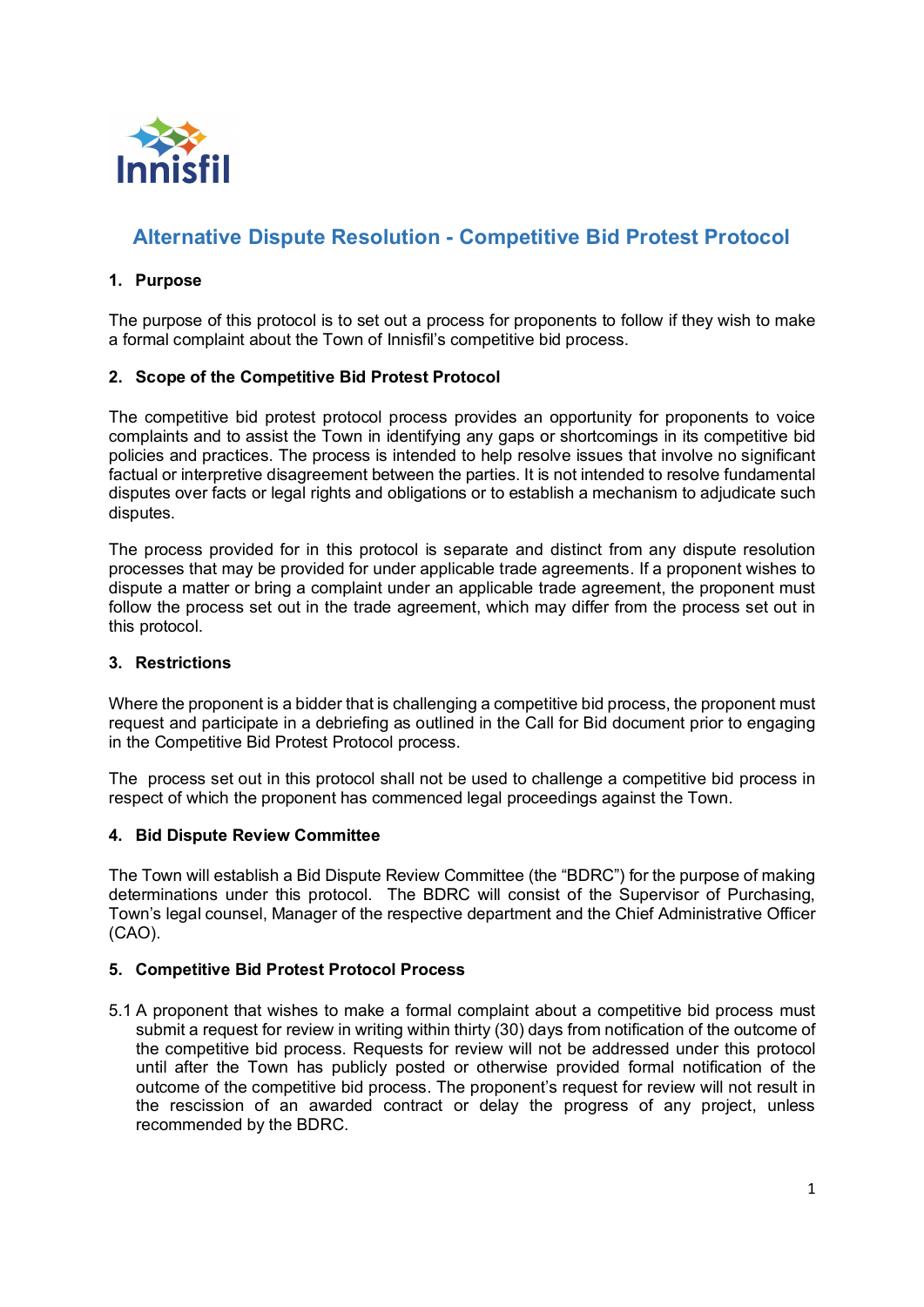Innisfil

# Alternative Dispute Resolution - Competitive Bid Protest Protocol

## 1. Purpose

The purpose of this protocol is to set out a process for proponents to follow if they wish to make a formal complaint about the Town of Innisfil's competitive bid process.

## 2. Scope of the Competitive Bid Protest Protocol

The competitive bid protest protocol process provides an opportunity for proponents to voice complaints and to assist the Town in identifying any gaps or shortcomings in its competitive bid policies and practices. The process is intended to help resolve issues that involve no significant factual or interpretive disagreement between the parties. It is not intended to resolve fundamental disputes over facts or legal rights and obligations or to establish a mechanism to adjudicate such disputes.

The process provided for in this protocol is separate and distinct from any dispute resolution processes that may be provided for under applicable trade agreements. If a proponent wishes to dispute a matter or bring a complaint under an applicable trade agreement, the proponent must follow the process set out in the trade agreement, which may differ from the process set out in this protocol.

## 3. Restrictions

Where the proponent is a bidder that is challenging a competitive bid process, the proponent must request and participate in a debriefing as outlined in the Call for Bid document prior to engaging in the Competitive Bid Protest Protocol process.

The process set out in this protocol shall not be used to challenge a competitive bid process in respect of which the proponent has commenced legal proceedings against the Town.

## 4. Bid Dispute Review Committee

The Town will establish a Bid Dispute Review Committee (the "BDRC") for the purpose of making determinations under this protocol. The BDRC will consist of the Supervisor of Purchasing, Town's legal counsel, Manager of the respective department and the Chief Administrative Officer (CAO).

## 5. Competitive Bid Protest Protocol Process

5.1 A proponent that wishes to make a formal complaint about a competitive bid process must submit a request for review in writing within thirty (30) days from notification of the outcome of the competitive bid process. Requests for review will not be addressed under this protocol until after the Town has publicly posted or otherwise provided formal notification of the outcome of the competitive bid process. The proponent's request for review will not result in the rescission of an awarded contract or delay the progress of any project, unless recommended by the BDRC.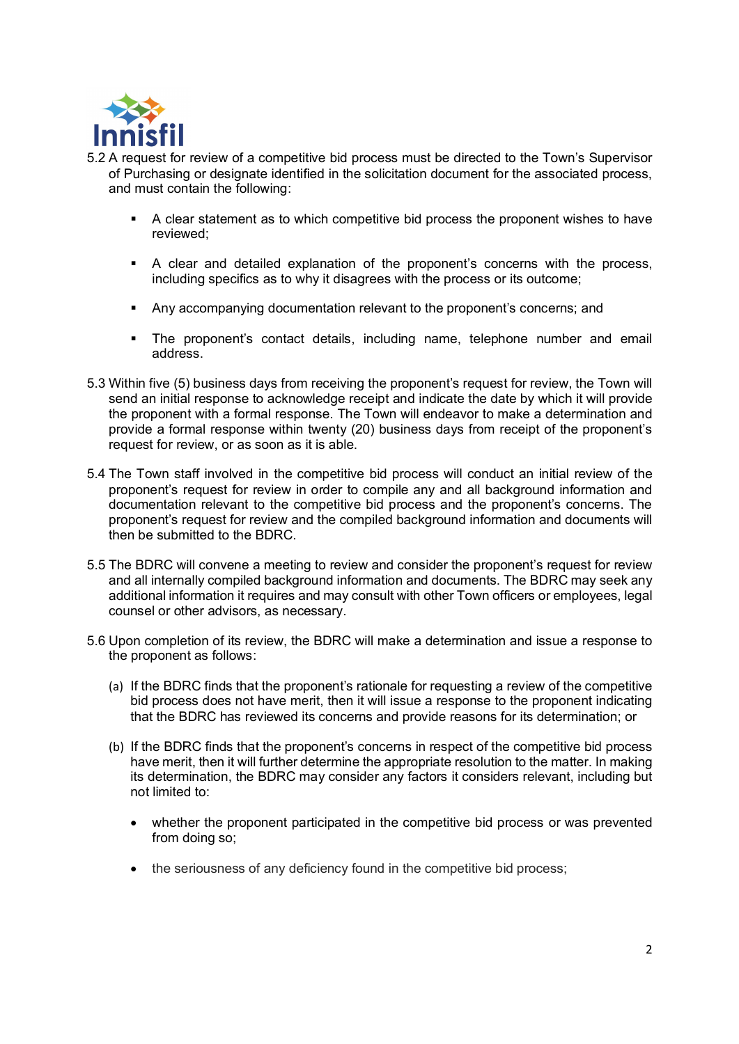5.2 A request for review of a competitive bid process must be directed to the Town's Supervisor of Purchasing or designate identified in the solicitation document for the associated process, and must contain the following:

- A clear statement as to which competitive bid process the proponent wishes to have reviewed;
- A clear and detailed explanation of the proponent's concerns with the process, including specifics as to why it disagrees with the process or its outcome;
- Any accompanying documentation relevant to the proponent's concerns; and
- The proponent's contact details, including name, telephone number and email address.

5.3 Within five (5) business days from receiving the proponent's request for review, the Town will send an initial response to acknowledge receipt and indicate the date by which it will provide the proponent with a formal response. The Town will endeavor to make a determination and provide a formal response within twenty (20) business days from receipt of the proponent's request for review, or as soon as it is able.

5.4 The Town staff involved in the competitive bid process will conduct an initial review of the proponent's request for review in order to compile any and all background information and documentation relevant to the competitive bid process and the proponent's concerns. The proponent's request for review and the compiled background information and documents will then be submitted to the BDRC.

5.5 The BDRC will convene a meeting to review and consider the proponent's request for review and all internally compiled background information and documents. The BDRC may seek any additional information it requires and may consult with other Town officers or employees, legal counsel or other advisors, as necessary.

5.6 Upon completion of its review, the BDRC will make a determination and issue a response to the proponent as follows:

(a) If the BDRC finds that the proponent's rationale for requesting a review of the competitive bid process does not have merit, then it will issue a response to the proponent indicating that the BDRC has reviewed its concerns and provide reasons for its determination; or

(b) If the BDRC finds that the proponent's concerns in respect of the competitive bid process have merit, then it will further determine the appropriate resolution to the matter. In making its determination, the BDRC may consider any factors it considers relevant, including but not limited to:

- whether the proponent participated in the competitive bid process or was prevented from doing so;
- the seriousness of any deficiency found in the competitive bid process;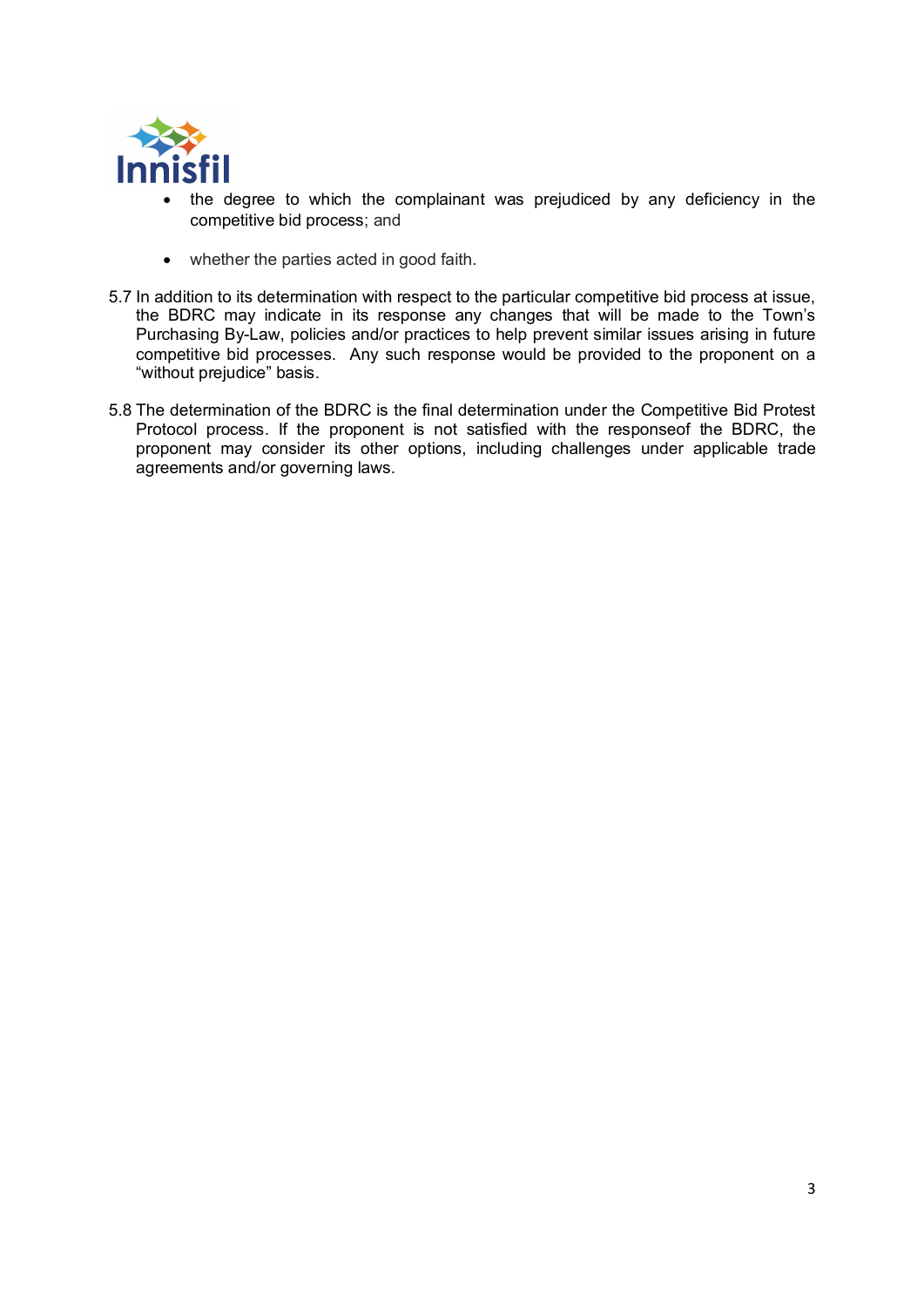- the degree to which the complainant was prejudiced by any deficiency in the competitive bid process; and

- whether the parties acted in good faith.

5.7 In addition to its determination with respect to the particular competitive bid process at issue, the BDRC may indicate in its response any changes that will be made to the Town's Purchasing By-Law, policies and/or practices to help prevent similar issues arising in future competitive bid processes. Any such response would be provided to the proponent on a "without prejudice" basis.

5.8 The determination of the BDRC is the final determination under the Competitive Bid Protest Protocol process. If the proponent is not satisfied with the responseof the BDRC, the proponent may consider its other options, including challenges under applicable trade agreements and/or governing laws.